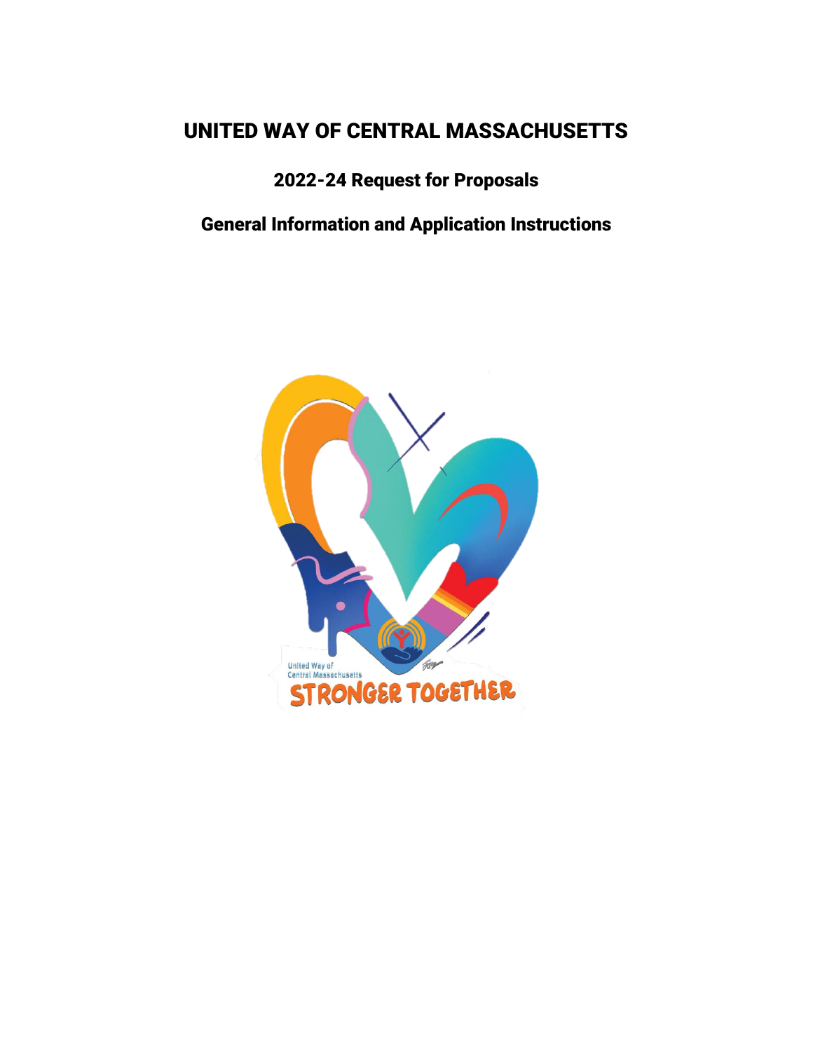# UNITED WAY OF CENTRAL MASSACHUSETTS

## 2022-24 Request for Proposals

## General Information and Application Instructions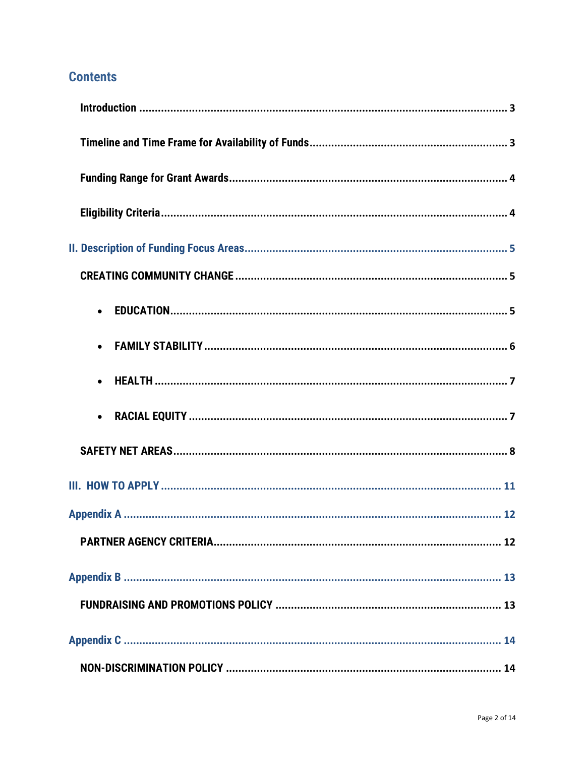## Contents

- **Introduction** ... 3
- **Timeline and Time Frame for Availability of Funds** ... 3
- **Funding Range for Grant Awards** ... 4
- **Eligibility Criteria** ... 4

**II. Description of Funding Focus Areas** ... 5

- **CREATING COMMUNITY CHANGE** ... 5
  - **EDUCATION** ... 5
  - **FAMILY STABILITY** ... 6
  - **HEALTH** ... 7
  - **RACIAL EQUITY** ... 7
- **SAFETY NET AREAS** ... 8

**III. HOW TO APPLY** ... 11

**Appendix A** ... 12

- **PARTNER AGENCY CRITERIA** ... 12

**Appendix B** ... 13

- **FUNDRAISING AND PROMOTIONS POLICY** ... 13

**Appendix C** ... 14

- **NON-DISCRIMINATION POLICY** ... 14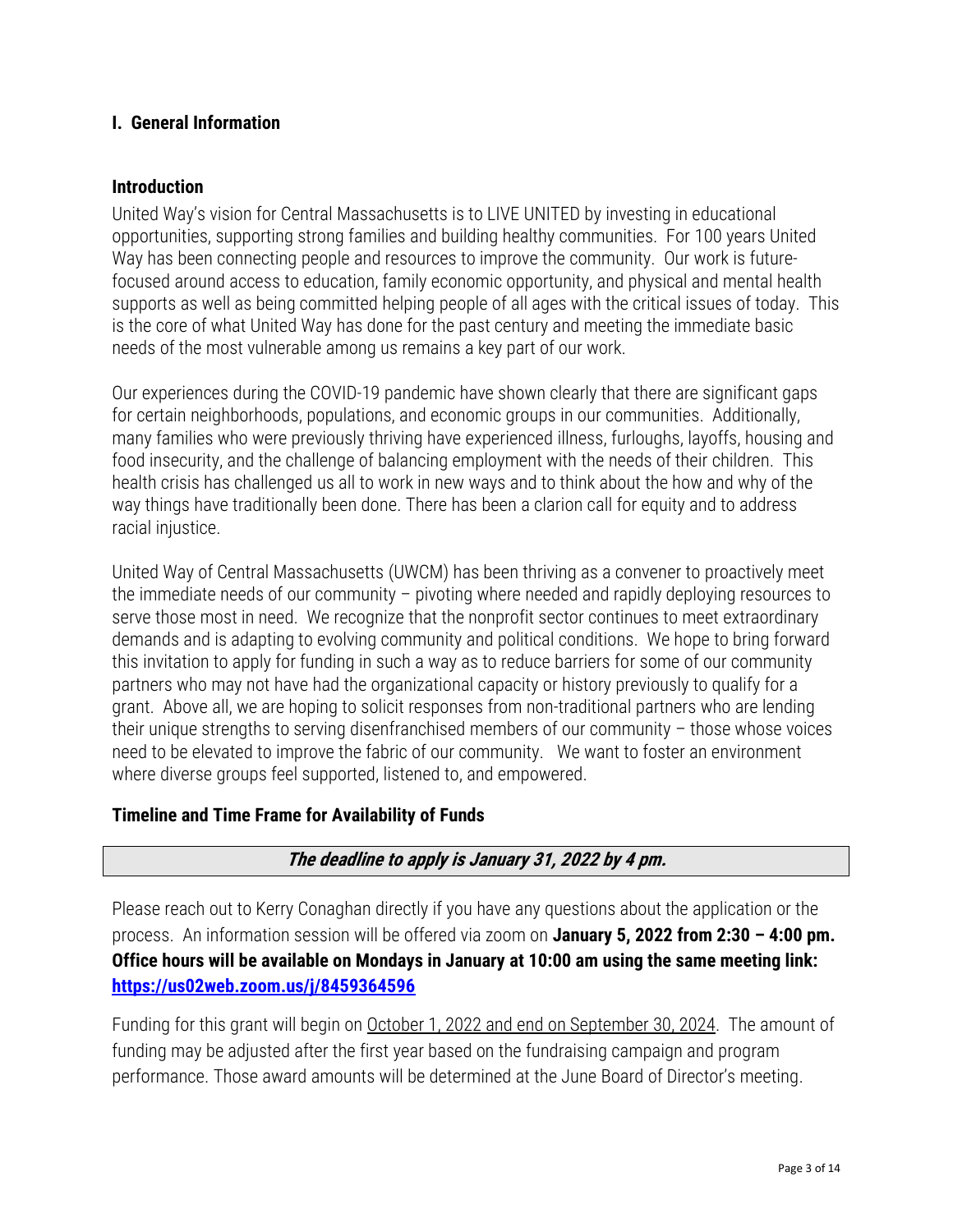## I. General Information

### Introduction

United Way's vision for Central Massachusetts is to LIVE UNITED by investing in educational opportunities, supporting strong families and building healthy communities. For 100 years United Way has been connecting people and resources to improve the community. Our work is future-focused around access to education, family economic opportunity, and physical and mental health supports as well as being committed helping people of all ages with the critical issues of today. This is the core of what United Way has done for the past century and meeting the immediate basic needs of the most vulnerable among us remains a key part of our work.

Our experiences during the COVID-19 pandemic have shown clearly that there are significant gaps for certain neighborhoods, populations, and economic groups in our communities. Additionally, many families who were previously thriving have experienced illness, furloughs, layoffs, housing and food insecurity, and the challenge of balancing employment with the needs of their children. This health crisis has challenged us all to work in new ways and to think about the how and why of the way things have traditionally been done. There has been a clarion call for equity and to address racial injustice.

United Way of Central Massachusetts (UWCM) has been thriving as a convener to proactively meet the immediate needs of our community – pivoting where needed and rapidly deploying resources to serve those most in need. We recognize that the nonprofit sector continues to meet extraordinary demands and is adapting to evolving community and political conditions. We hope to bring forward this invitation to apply for funding in such a way as to reduce barriers for some of our community partners who may not have had the organizational capacity or history previously to qualify for a grant. Above all, we are hoping to solicit responses from non-traditional partners who are lending their unique strengths to serving disenfranchised members of our community – those whose voices need to be elevated to improve the fabric of our community. We want to foster an environment where diverse groups feel supported, listened to, and empowered.

### Timeline and Time Frame for Availability of Funds

***The deadline to apply is January 31, 2022 by 4 pm.***

Please reach out to Kerry Conaghan directly if you have any questions about the application or the process. An information session will be offered via zoom on **January 5, 2022 from 2:30 – 4:00 pm. Office hours will be available on Mondays in January at 10:00 am using the same meeting link: https://us02web.zoom.us/j/8459364596**

Funding for this grant will begin on October 1, 2022 and end on September 30, 2024. The amount of funding may be adjusted after the first year based on the fundraising campaign and program performance. Those award amounts will be determined at the June Board of Director's meeting.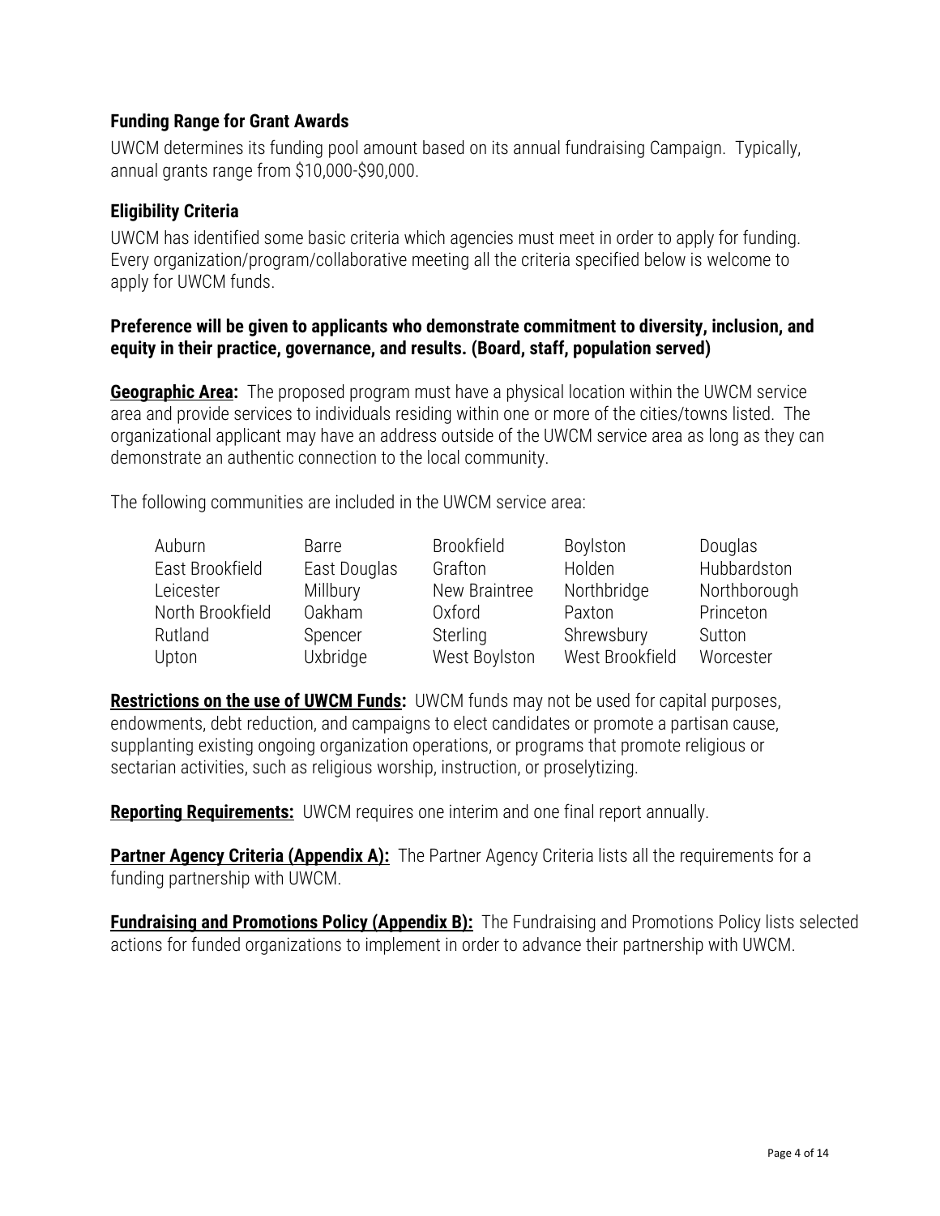### Funding Range for Grant Awards

UWCM determines its funding pool amount based on its annual fundraising Campaign. Typically, annual grants range from $10,000-$90,000.

### Eligibility Criteria

UWCM has identified some basic criteria which agencies must meet in order to apply for funding. Every organization/program/collaborative meeting all the criteria specified below is welcome to apply for UWCM funds.

**Preference will be given to applicants who demonstrate commitment to diversity, inclusion, and equity in their practice, governance, and results. (Board, staff, population served)**

**<u>Geographic Area</u>:** The proposed program must have a physical location within the UWCM service area and provide services to individuals residing within one or more of the cities/towns listed. The organizational applicant may have an address outside of the UWCM service area as long as they can demonstrate an authentic connection to the local community.

The following communities are included in the UWCM service area:

| | | | | |
|---|---|---|---|---|
| Auburn | Barre | Brookfield | Boylston | Douglas |
| East Brookfield | East Douglas | Grafton | Holden | Hubbardston |
| Leicester | Millbury | New Braintree | Northbridge | Northborough |
| North Brookfield | Oakham | Oxford | Paxton | Princeton |
| Rutland | Spencer | Sterling | Shrewsbury | Sutton |
| Upton | Uxbridge | West Boylston | West Brookfield | Worcester |

**<u>Restrictions on the use of UWCM Funds</u>:** UWCM funds may not be used for capital purposes, endowments, debt reduction, and campaigns to elect candidates or promote a partisan cause, supplanting existing ongoing organization operations, or programs that promote religious or sectarian activities, such as religious worship, instruction, or proselytizing.

**<u>Reporting Requirements:</u>** UWCM requires one interim and one final report annually.

**<u>Partner Agency Criteria (Appendix A):</u>** The Partner Agency Criteria lists all the requirements for a funding partnership with UWCM.

**<u>Fundraising and Promotions Policy (Appendix B):</u>** The Fundraising and Promotions Policy lists selected actions for funded organizations to implement in order to advance their partnership with UWCM.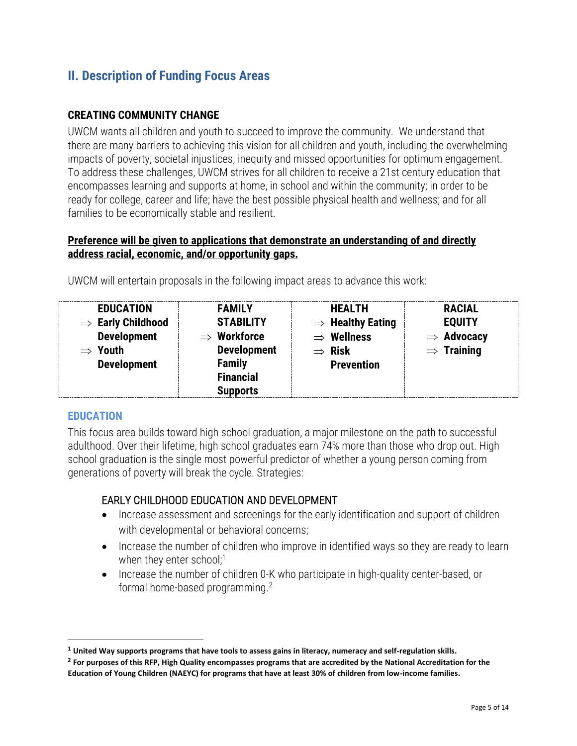## II. Description of Funding Focus Areas

### CREATING COMMUNITY CHANGE

UWCM wants all children and youth to succeed to improve the community. We understand that there are many barriers to achieving this vision for all children and youth, including the overwhelming impacts of poverty, societal injustices, inequity and missed opportunities for optimum engagement. To address these challenges, UWCM strives for all children to receive a 21st century education that encompasses learning and supports at home, in school and within the community; in order to be ready for college, career and life; have the best possible physical health and wellness; and for all families to be economically stable and resilient.

**Preference will be given to applications that demonstrate an understanding of and directly address racial, economic, and/or opportunity gaps.**

UWCM will entertain proposals in the following impact areas to advance this work:

| EDUCATION | FAMILY STABILITY | HEALTH | RACIAL EQUITY |
|---|---|---|---|
| ⇒ Early Childhood Development<br>⇒ Youth Development | ⇒ Workforce Development Family Financial Supports | ⇒ Healthy Eating<br>⇒ Wellness<br>⇒ Risk Prevention | ⇒ Advocacy<br>⇒ Training |

### EDUCATION

This focus area builds toward high school graduation, a major milestone on the path to successful adulthood. Over their lifetime, high school graduates earn 74% more than those who drop out. High school graduation is the single most powerful predictor of whether a young person coming from generations of poverty will break the cycle. Strategies:

#### EARLY CHILDHOOD EDUCATION AND DEVELOPMENT

- Increase assessment and screenings for the early identification and support of children with developmental or behavioral concerns;
- Increase the number of children who improve in identified ways so they are ready to learn when they enter school;[1]
- Increase the number of children 0-K who participate in high-quality center-based, or formal home-based programming.[2]

---

[1] **United Way supports programs that have tools to assess gains in literacy, numeracy and self-regulation skills.**

[2] **For purposes of this RFP, High Quality encompasses programs that are accredited by the National Accreditation for the Education of Young Children (NAEYC) for programs that have at least 30% of children from low-income families.**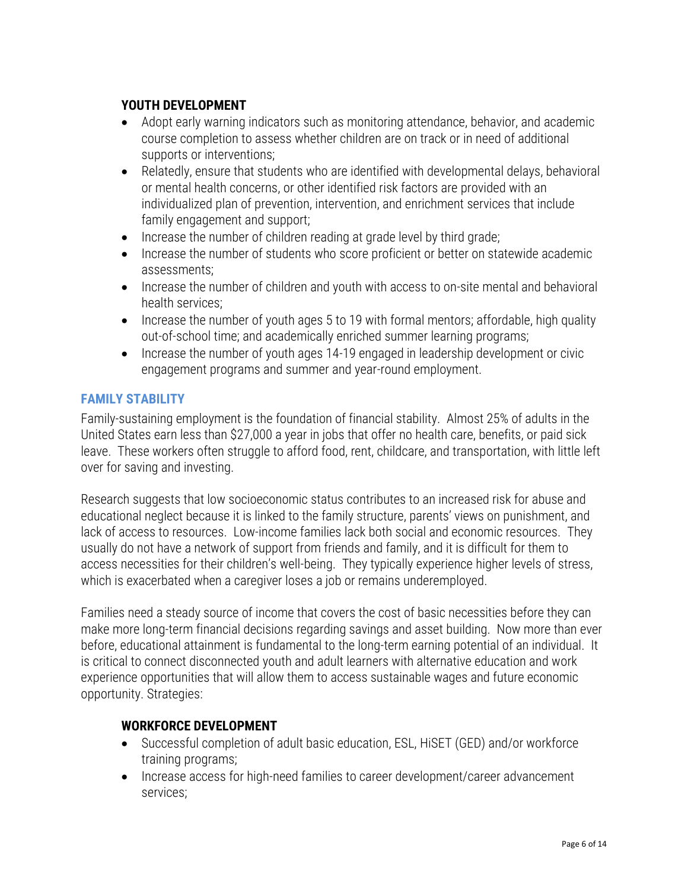### YOUTH DEVELOPMENT

- Adopt early warning indicators such as monitoring attendance, behavior, and academic course completion to assess whether children are on track or in need of additional supports or interventions;
- Relatedly, ensure that students who are identified with developmental delays, behavioral or mental health concerns, or other identified risk factors are provided with an individualized plan of prevention, intervention, and enrichment services that include family engagement and support;
- Increase the number of children reading at grade level by third grade;
- Increase the number of students who score proficient or better on statewide academic assessments;
- Increase the number of children and youth with access to on-site mental and behavioral health services;
- Increase the number of youth ages 5 to 19 with formal mentors; affordable, high quality out-of-school time; and academically enriched summer learning programs;
- Increase the number of youth ages 14-19 engaged in leadership development or civic engagement programs and summer and year-round employment.

## FAMILY STABILITY

Family-sustaining employment is the foundation of financial stability. Almost 25% of adults in the United States earn less than $27,000 a year in jobs that offer no health care, benefits, or paid sick leave. These workers often struggle to afford food, rent, childcare, and transportation, with little left over for saving and investing.

Research suggests that low socioeconomic status contributes to an increased risk for abuse and educational neglect because it is linked to the family structure, parents' views on punishment, and lack of access to resources. Low-income families lack both social and economic resources. They usually do not have a network of support from friends and family, and it is difficult for them to access necessities for their children's well-being. They typically experience higher levels of stress, which is exacerbated when a caregiver loses a job or remains underemployed.

Families need a steady source of income that covers the cost of basic necessities before they can make more long-term financial decisions regarding savings and asset building. Now more than ever before, educational attainment is fundamental to the long-term earning potential of an individual. It is critical to connect disconnected youth and adult learners with alternative education and work experience opportunities that will allow them to access sustainable wages and future economic opportunity. Strategies:

### WORKFORCE DEVELOPMENT

- Successful completion of adult basic education, ESL, HiSET (GED) and/or workforce training programs;
- Increase access for high-need families to career development/career advancement services;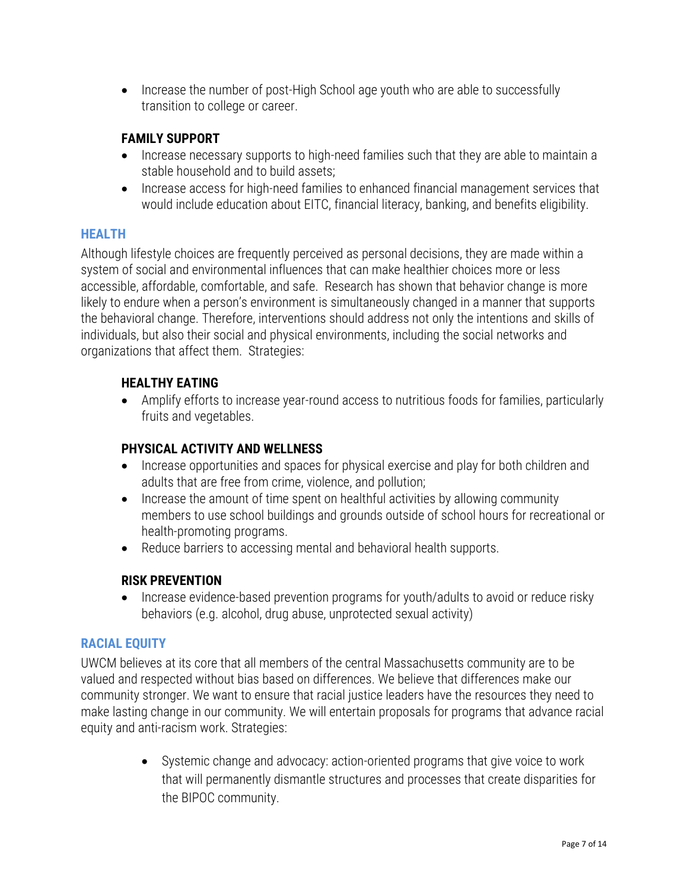- Increase the number of post-High School age youth who are able to successfully transition to college or career.

### FAMILY SUPPORT

- Increase necessary supports to high-need families such that they are able to maintain a stable household and to build assets;
- Increase access for high-need families to enhanced financial management services that would include education about EITC, financial literacy, banking, and benefits eligibility.

## HEALTH

Although lifestyle choices are frequently perceived as personal decisions, they are made within a system of social and environmental influences that can make healthier choices more or less accessible, affordable, comfortable, and safe. Research has shown that behavior change is more likely to endure when a person's environment is simultaneously changed in a manner that supports the behavioral change. Therefore, interventions should address not only the intentions and skills of individuals, but also their social and physical environments, including the social networks and organizations that affect them. Strategies:

### HEALTHY EATING

- Amplify efforts to increase year-round access to nutritious foods for families, particularly fruits and vegetables.

### PHYSICAL ACTIVITY AND WELLNESS

- Increase opportunities and spaces for physical exercise and play for both children and adults that are free from crime, violence, and pollution;
- Increase the amount of time spent on healthful activities by allowing community members to use school buildings and grounds outside of school hours for recreational or health-promoting programs.
- Reduce barriers to accessing mental and behavioral health supports.

### RISK PREVENTION

- Increase evidence-based prevention programs for youth/adults to avoid or reduce risky behaviors (e.g. alcohol, drug abuse, unprotected sexual activity)

## RACIAL EQUITY

UWCM believes at its core that all members of the central Massachusetts community are to be valued and respected without bias based on differences. We believe that differences make our community stronger. We want to ensure that racial justice leaders have the resources they need to make lasting change in our community. We will entertain proposals for programs that advance racial equity and anti-racism work. Strategies:

- Systemic change and advocacy: action-oriented programs that give voice to work that will permanently dismantle structures and processes that create disparities for the BIPOC community.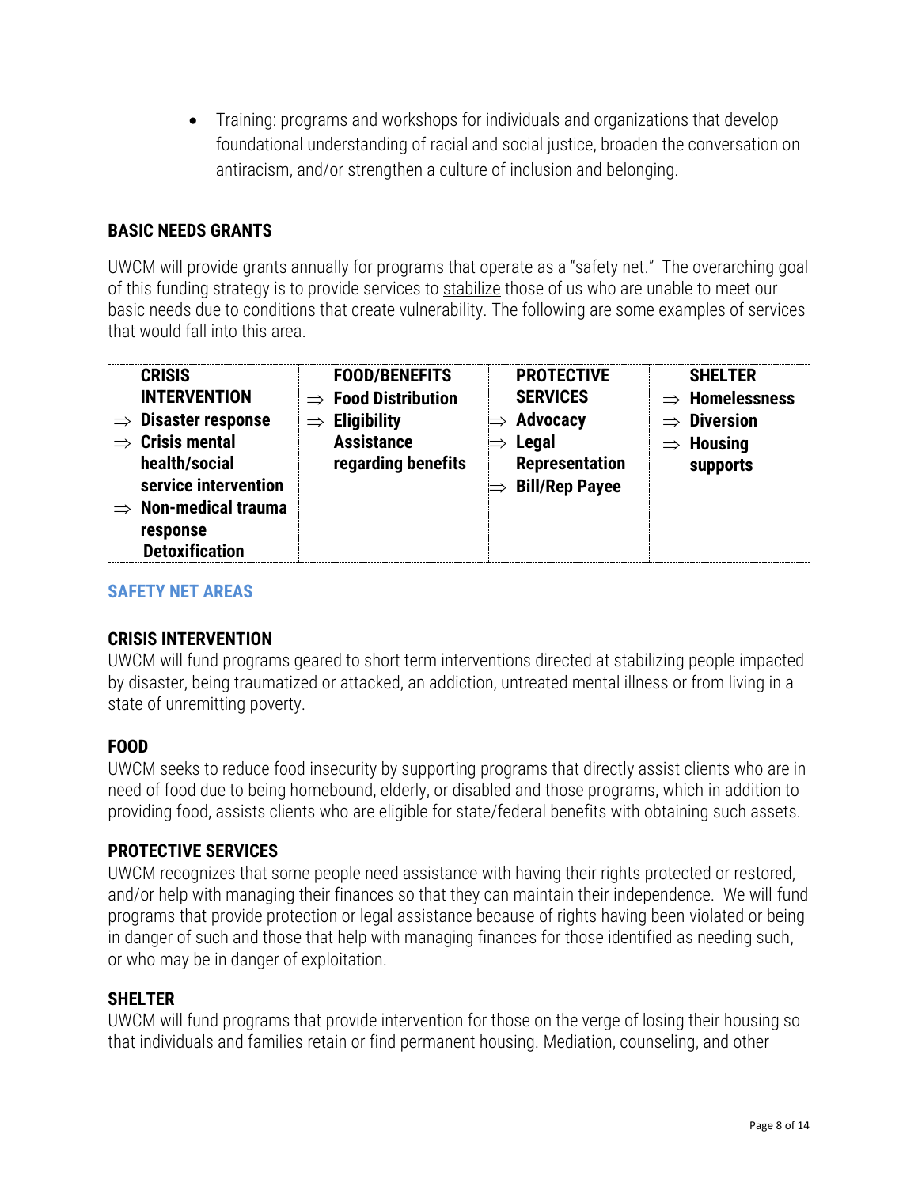- Training: programs and workshops for individuals and organizations that develop foundational understanding of racial and social justice, broaden the conversation on antiracism, and/or strengthen a culture of inclusion and belonging.

## BASIC NEEDS GRANTS

UWCM will provide grants annually for programs that operate as a "safety net." The overarching goal of this funding strategy is to provide services to stabilize those of us who are unable to meet our basic needs due to conditions that create vulnerability. The following are some examples of services that would fall into this area.

| CRISIS INTERVENTION | FOOD/BENEFITS | PROTECTIVE SERVICES | SHELTER |
|---|---|---|---|
| ⇒ Disaster response<br>⇒ Crisis mental health/social service intervention<br>⇒ Non-medical trauma response<br>Detoxification | ⇒ Food Distribution<br>⇒ Eligibility Assistance regarding benefits | ⇒ Advocacy<br>⇒ Legal Representation<br>⇒ Bill/Rep Payee | ⇒ Homelessness<br>⇒ Diversion<br>⇒ Housing supports |

## SAFETY NET AREAS

### CRISIS INTERVENTION

UWCM will fund programs geared to short term interventions directed at stabilizing people impacted by disaster, being traumatized or attacked, an addiction, untreated mental illness or from living in a state of unremitting poverty.

### FOOD

UWCM seeks to reduce food insecurity by supporting programs that directly assist clients who are in need of food due to being homebound, elderly, or disabled and those programs, which in addition to providing food, assists clients who are eligible for state/federal benefits with obtaining such assets.

### PROTECTIVE SERVICES

UWCM recognizes that some people need assistance with having their rights protected or restored, and/or help with managing their finances so that they can maintain their independence. We will fund programs that provide protection or legal assistance because of rights having been violated or being in danger of such and those that help with managing finances for those identified as needing such, or who may be in danger of exploitation.

### SHELTER

UWCM will fund programs that provide intervention for those on the verge of losing their housing so that individuals and families retain or find permanent housing. Mediation, counseling, and other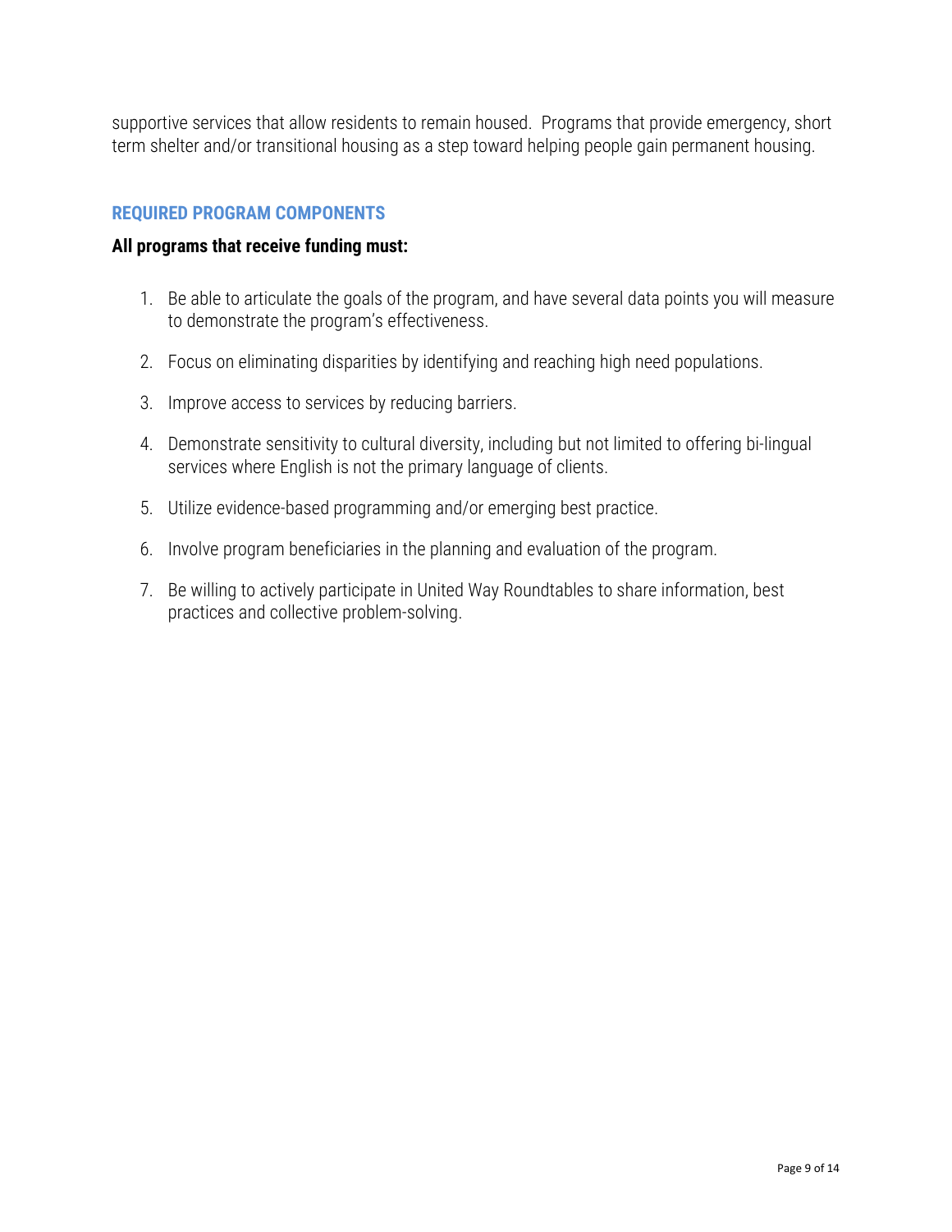supportive services that allow residents to remain housed. Programs that provide emergency, short term shelter and/or transitional housing as a step toward helping people gain permanent housing.

## REQUIRED PROGRAM COMPONENTS

**All programs that receive funding must:**

1. Be able to articulate the goals of the program, and have several data points you will measure to demonstrate the program's effectiveness.

2. Focus on eliminating disparities by identifying and reaching high need populations.

3. Improve access to services by reducing barriers.

4. Demonstrate sensitivity to cultural diversity, including but not limited to offering bi-lingual services where English is not the primary language of clients.

5. Utilize evidence-based programming and/or emerging best practice.

6. Involve program beneficiaries in the planning and evaluation of the program.

7. Be willing to actively participate in United Way Roundtables to share information, best practices and collective problem-solving.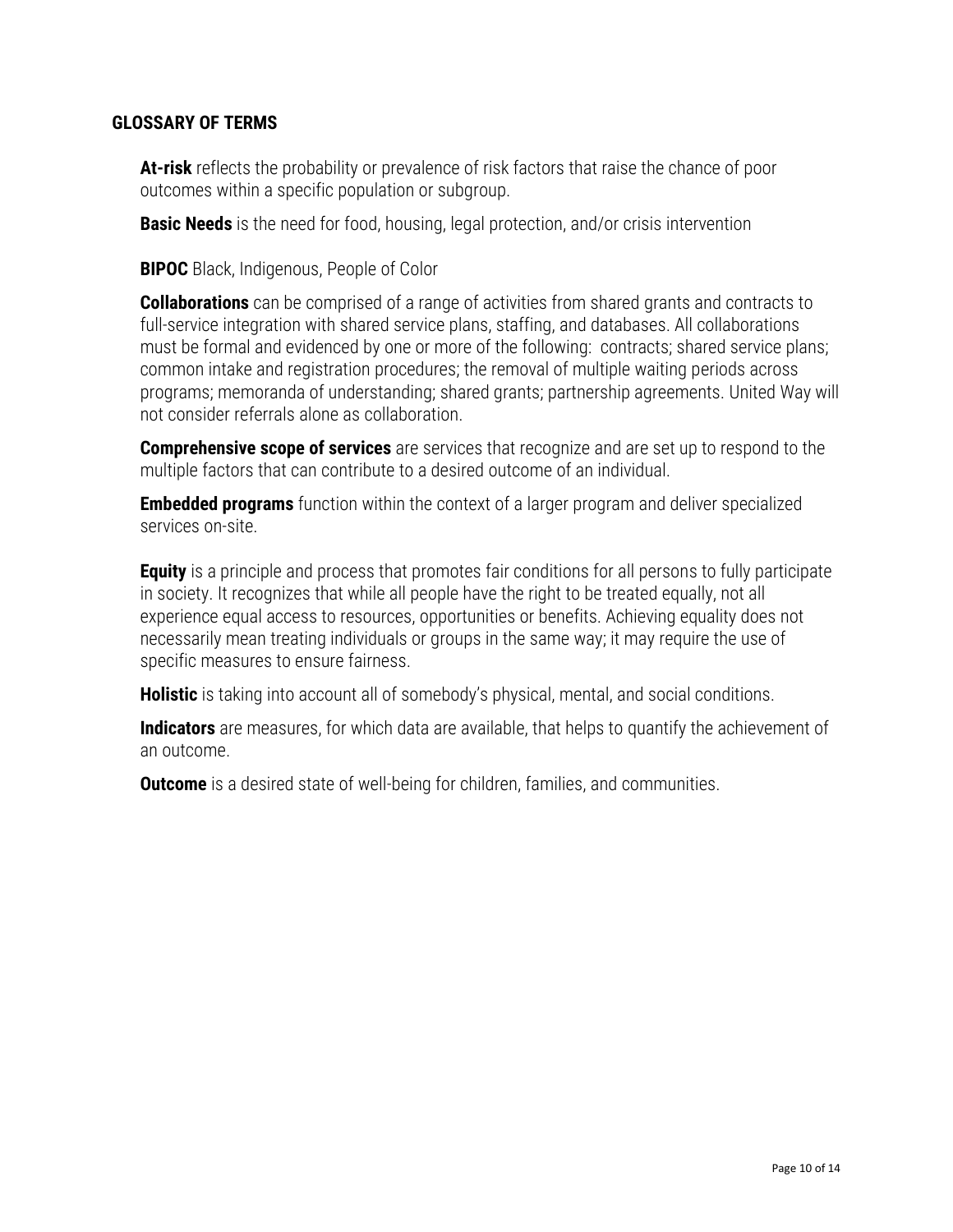## GLOSSARY OF TERMS

**At-risk** reflects the probability or prevalence of risk factors that raise the chance of poor outcomes within a specific population or subgroup.

**Basic Needs** is the need for food, housing, legal protection, and/or crisis intervention

**BIPOC** Black, Indigenous, People of Color

**Collaborations** can be comprised of a range of activities from shared grants and contracts to full-service integration with shared service plans, staffing, and databases. All collaborations must be formal and evidenced by one or more of the following: contracts; shared service plans; common intake and registration procedures; the removal of multiple waiting periods across programs; memoranda of understanding; shared grants; partnership agreements. United Way will not consider referrals alone as collaboration.

**Comprehensive scope of services** are services that recognize and are set up to respond to the multiple factors that can contribute to a desired outcome of an individual.

**Embedded programs** function within the context of a larger program and deliver specialized services on-site.

**Equity** is a principle and process that promotes fair conditions for all persons to fully participate in society. It recognizes that while all people have the right to be treated equally, not all experience equal access to resources, opportunities or benefits. Achieving equality does not necessarily mean treating individuals or groups in the same way; it may require the use of specific measures to ensure fairness.

**Holistic** is taking into account all of somebody's physical, mental, and social conditions.

**Indicators** are measures, for which data are available, that helps to quantify the achievement of an outcome.

**Outcome** is a desired state of well-being for children, families, and communities.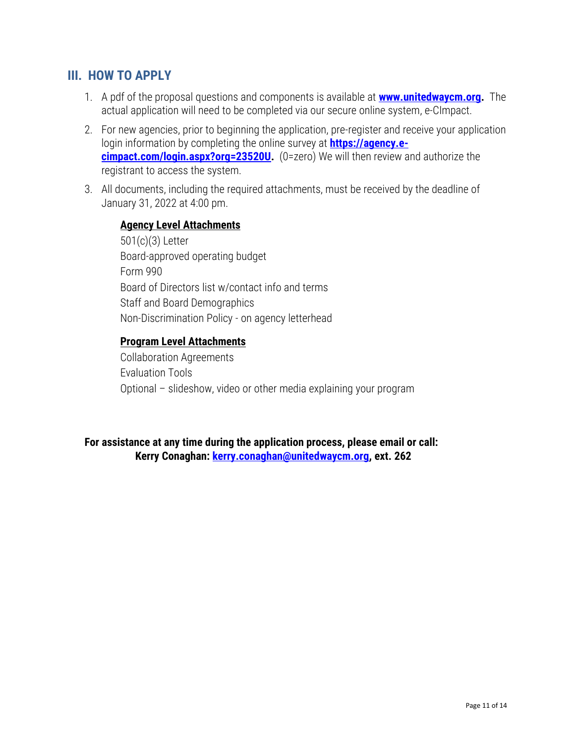## III. HOW TO APPLY

1. A pdf of the proposal questions and components is available at **www.unitedwaycm.org.** The actual application will need to be completed via our secure online system, e-CImpact.
2. For new agencies, prior to beginning the application, pre-register and receive your application login information by completing the online survey at **https://agency.e-cimpact.com/login.aspx?org=23520U.** (0=zero) We will then review and authorize the registrant to access the system.
3. All documents, including the required attachments, must be received by the deadline of January 31, 2022 at 4:00 pm.

   **Agency Level Attachments**
   501(c)(3) Letter
   Board-approved operating budget
   Form 990
   Board of Directors list w/contact info and terms
   Staff and Board Demographics
   Non-Discrimination Policy - on agency letterhead

   **Program Level Attachments**
   Collaboration Agreements
   Evaluation Tools
   Optional – slideshow, video or other media explaining your program

**For assistance at any time during the application process, please email or call:**
**Kerry Conaghan: kerry.conaghan@unitedwaycm.org, ext. 262**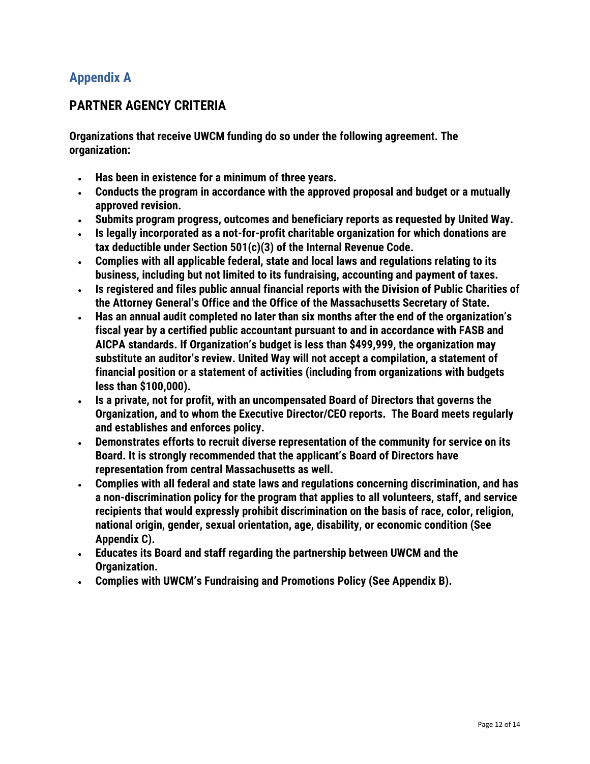## Appendix A

## PARTNER AGENCY CRITERIA

**Organizations that receive UWCM funding do so under the following agreement. The organization:**

- **Has been in existence for a minimum of three years.**
- **Conducts the program in accordance with the approved proposal and budget or a mutually approved revision.**
- **Submits program progress, outcomes and beneficiary reports as requested by United Way.**
- **Is legally incorporated as a not-for-profit charitable organization for which donations are tax deductible under Section 501(c)(3) of the Internal Revenue Code.**
- **Complies with all applicable federal, state and local laws and regulations relating to its business, including but not limited to its fundraising, accounting and payment of taxes.**
- **Is registered and files public annual financial reports with the Division of Public Charities of the Attorney General's Office and the Office of the Massachusetts Secretary of State.**
- **Has an annual audit completed no later than six months after the end of the organization's fiscal year by a certified public accountant pursuant to and in accordance with FASB and AICPA standards. If Organization's budget is less than $499,999, the organization may substitute an auditor's review. United Way will not accept a compilation, a statement of financial position or a statement of activities (including from organizations with budgets less than $100,000).**
- **Is a private, not for profit, with an uncompensated Board of Directors that governs the Organization, and to whom the Executive Director/CEO reports. The Board meets regularly and establishes and enforces policy.**
- **Demonstrates efforts to recruit diverse representation of the community for service on its Board. It is strongly recommended that the applicant's Board of Directors have representation from central Massachusetts as well.**
- **Complies with all federal and state laws and regulations concerning discrimination, and has a non-discrimination policy for the program that applies to all volunteers, staff, and service recipients that would expressly prohibit discrimination on the basis of race, color, religion, national origin, gender, sexual orientation, age, disability, or economic condition (See Appendix C).**
- **Educates its Board and staff regarding the partnership between UWCM and the Organization.**
- **Complies with UWCM's Fundraising and Promotions Policy (See Appendix B).**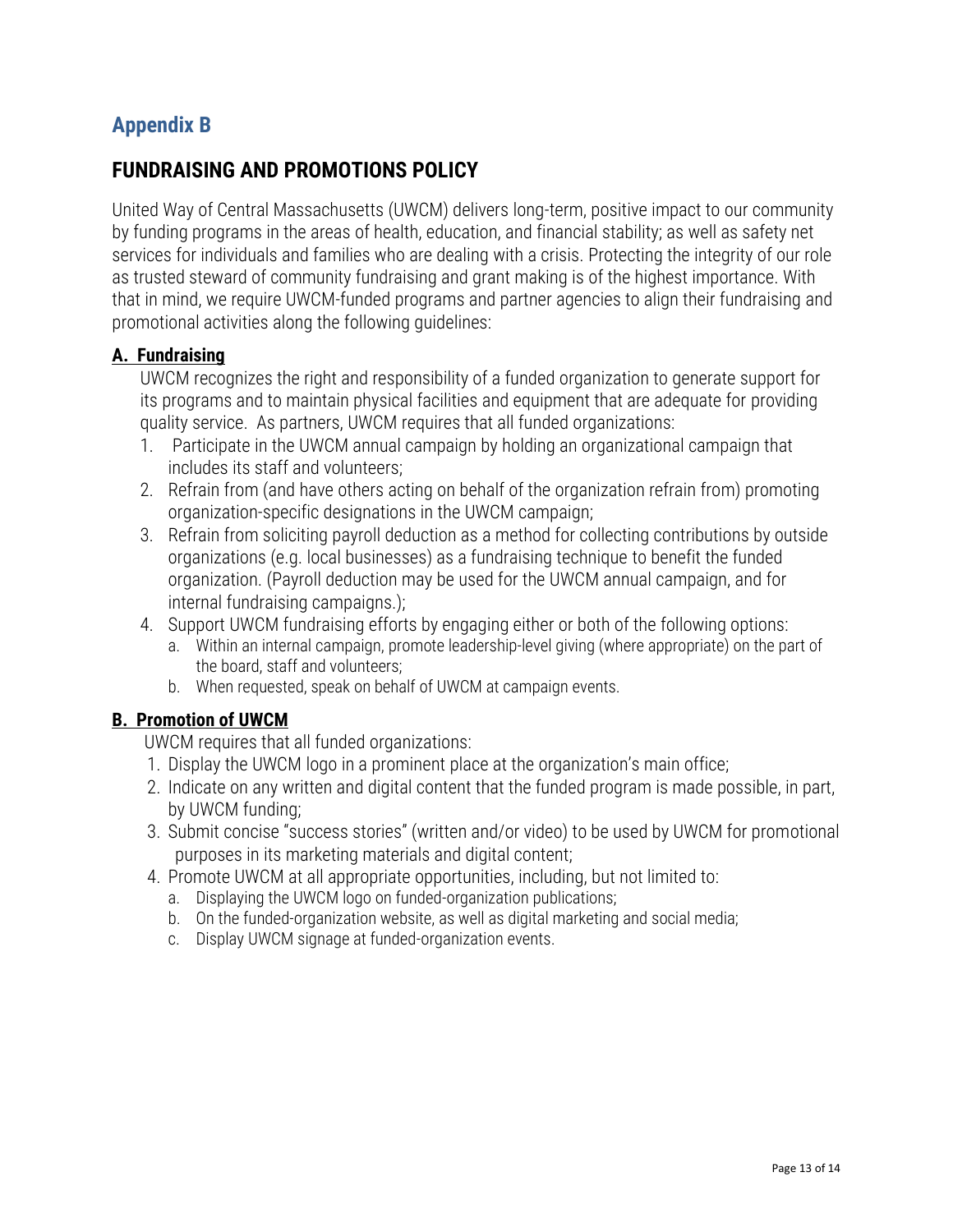## Appendix B

## FUNDRAISING AND PROMOTIONS POLICY

United Way of Central Massachusetts (UWCM) delivers long-term, positive impact to our community by funding programs in the areas of health, education, and financial stability; as well as safety net services for individuals and families who are dealing with a crisis. Protecting the integrity of our role as trusted steward of community fundraising and grant making is of the highest importance. With that in mind, we require UWCM-funded programs and partner agencies to align their fundraising and promotional activities along the following guidelines:

### A. Fundraising

UWCM recognizes the right and responsibility of a funded organization to generate support for its programs and to maintain physical facilities and equipment that are adequate for providing quality service. As partners, UWCM requires that all funded organizations:

1. Participate in the UWCM annual campaign by holding an organizational campaign that includes its staff and volunteers;
2. Refrain from (and have others acting on behalf of the organization refrain from) promoting organization-specific designations in the UWCM campaign;
3. Refrain from soliciting payroll deduction as a method for collecting contributions by outside organizations (e.g. local businesses) as a fundraising technique to benefit the funded organization. (Payroll deduction may be used for the UWCM annual campaign, and for internal fundraising campaigns.);
4. Support UWCM fundraising efforts by engaging either or both of the following options:
   a. Within an internal campaign, promote leadership-level giving (where appropriate) on the part of the board, staff and volunteers;
   b. When requested, speak on behalf of UWCM at campaign events.

### B. Promotion of UWCM

UWCM requires that all funded organizations:

1. Display the UWCM logo in a prominent place at the organization's main office;
2. Indicate on any written and digital content that the funded program is made possible, in part, by UWCM funding;
3. Submit concise "success stories" (written and/or video) to be used by UWCM for promotional purposes in its marketing materials and digital content;
4. Promote UWCM at all appropriate opportunities, including, but not limited to:
   a. Displaying the UWCM logo on funded-organization publications;
   b. On the funded-organization website, as well as digital marketing and social media;
   c. Display UWCM signage at funded-organization events.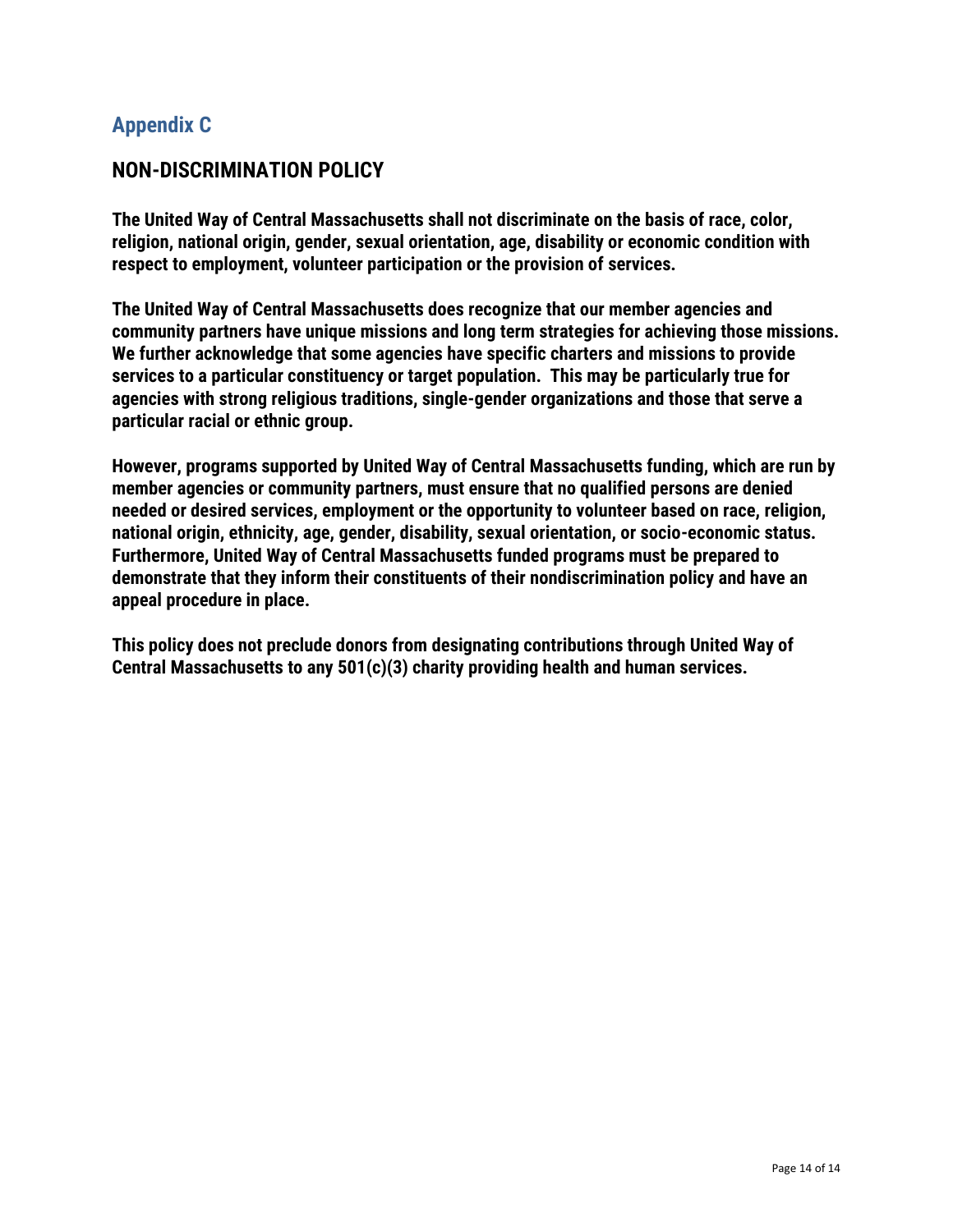## Appendix C

## NON-DISCRIMINATION POLICY

**The United Way of Central Massachusetts shall not discriminate on the basis of race, color, religion, national origin, gender, sexual orientation, age, disability or economic condition with respect to employment, volunteer participation or the provision of services.**

**The United Way of Central Massachusetts does recognize that our member agencies and community partners have unique missions and long term strategies for achieving those missions. We further acknowledge that some agencies have specific charters and missions to provide services to a particular constituency or target population. This may be particularly true for agencies with strong religious traditions, single-gender organizations and those that serve a particular racial or ethnic group.**

**However, programs supported by United Way of Central Massachusetts funding, which are run by member agencies or community partners, must ensure that no qualified persons are denied needed or desired services, employment or the opportunity to volunteer based on race, religion, national origin, ethnicity, age, gender, disability, sexual orientation, or socio-economic status. Furthermore, United Way of Central Massachusetts funded programs must be prepared to demonstrate that they inform their constituents of their nondiscrimination policy and have an appeal procedure in place.**

**This policy does not preclude donors from designating contributions through United Way of Central Massachusetts to any 501(c)(3) charity providing health and human services.**